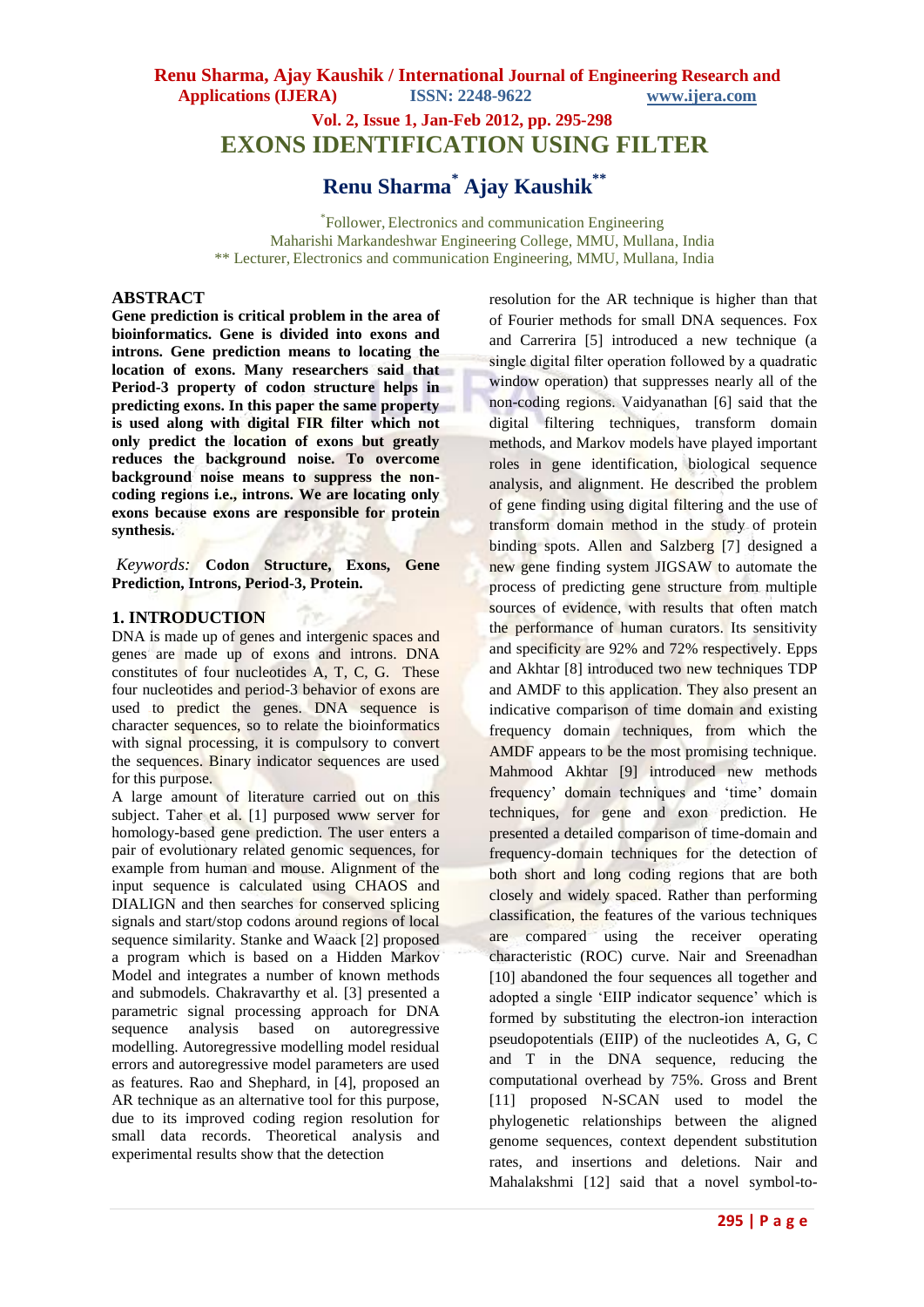# EXONS IDENTIFICATION USING FILTER

**Renu Sharma[*] Ajay Kaushik[**]**

[*]Follower, Electronics and communication Engineering
Maharishi Markandeshwar Engineering College, MMU, Mullana, India
[**] Lecturer, Electronics and communication Engineering, MMU, Mullana, India

## ABSTRACT

**Gene prediction is critical problem in the area of bioinformatics. Gene is divided into exons and introns. Gene prediction means to locating the location of exons. Many researchers said that Period-3 property of codon structure helps in predicting exons. In this paper the same property is used along with digital FIR filter which not only predict the location of exons but greatly reduces the background noise. To overcome background noise means to suppress the non-coding regions i.e., introns. We are locating only exons because exons are responsible for protein synthesis.**

*Keywords:* **Codon Structure, Exons, Gene Prediction, Introns, Period-3, Protein.**

## 1. INTRODUCTION

DNA is made up of genes and intergenic spaces and genes are made up of exons and introns. DNA constitutes of four nucleotides A, T, C, G. These four nucleotides and period-3 behavior of exons are used to predict the genes. DNA sequence is character sequences, so to relate the bioinformatics with signal processing, it is compulsory to convert the sequences. Binary indicator sequences are used for this purpose.

A large amount of literature carried out on this subject. Taher et al. [1] purposed www server for homology-based gene prediction. The user enters a pair of evolutionary related genomic sequences, for example from human and mouse. Alignment of the input sequence is calculated using CHAOS and DIALIGN and then searches for conserved splicing signals and start/stop codons around regions of local sequence similarity. Stanke and Waack [2] proposed a program which is based on a Hidden Markov Model and integrates a number of known methods and submodels. Chakravarthy et al. [3] presented a parametric signal processing approach for DNA sequence analysis based on autoregressive modelling. Autoregressive modelling model residual errors and autoregressive model parameters are used as features. Rao and Shephard, in [4], proposed an AR technique as an alternative tool for this purpose, due to its improved coding region resolution for small data records. Theoretical analysis and experimental results show that the detection resolution for the AR technique is higher than that of Fourier methods for small DNA sequences. Fox and Carrerira [5] introduced a new technique (a single digital filter operation followed by a quadratic window operation) that suppresses nearly all of the non-coding regions. Vaidyanathan [6] said that the digital filtering techniques, transform domain methods, and Markov models have played important roles in gene identification, biological sequence analysis, and alignment. He described the problem of gene finding using digital filtering and the use of transform domain method in the study of protein binding spots. Allen and Salzberg [7] designed a new gene finding system JIGSAW to automate the process of predicting gene structure from multiple sources of evidence, with results that often match the performance of human curators. Its sensitivity and specificity are 92% and 72% respectively. Epps and Akhtar [8] introduced two new techniques TDP and AMDF to this application. They also present an indicative comparison of time domain and existing frequency domain techniques, from which the AMDF appears to be the most promising technique. Mahmood Akhtar [9] introduced new methods frequency' domain techniques and 'time' domain techniques, for gene and exon prediction. He presented a detailed comparison of time-domain and frequency-domain techniques for the detection of both short and long coding regions that are both closely and widely spaced. Rather than performing classification, the features of the various techniques are compared using the receiver operating characteristic (ROC) curve. Nair and Sreenadhan [10] abandoned the four sequences all together and adopted a single 'EIIP indicator sequence' which is formed by substituting the electron-ion interaction pseudopotentials (EIIP) of the nucleotides A, G, C and T in the DNA sequence, reducing the computational overhead by 75%. Gross and Brent [11] proposed N-SCAN used to model the phylogenetic relationships between the aligned genome sequences, context dependent substitution rates, and insertions and deletions. Nair and Mahalakshmi [12] said that a novel symbol-to-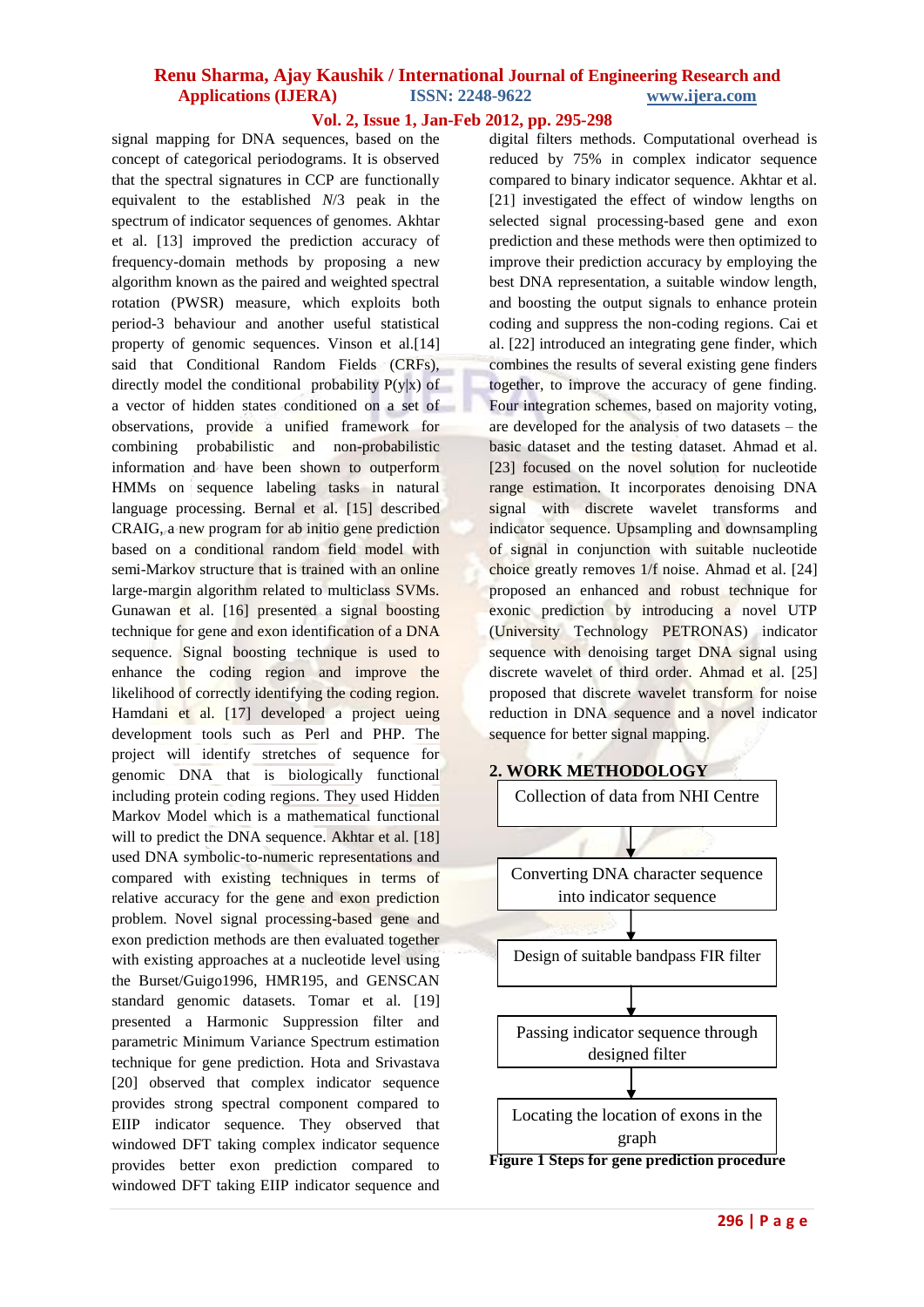signal mapping for DNA sequences, based on the concept of categorical periodograms. It is observed that the spectral signatures in CCP are functionally equivalent to the established $N/3$ peak in the spectrum of indicator sequences of genomes. Akhtar et al. [13] improved the prediction accuracy of frequency-domain methods by proposing a new algorithm known as the paired and weighted spectral rotation (PWSR) measure, which exploits both period-3 behaviour and another useful statistical property of genomic sequences. Vinson et al.[14] said that Conditional Random Fields (CRFs), directly model the conditional probability P(y|x) of a vector of hidden states conditioned on a set of observations, provide a unified framework for combining probabilistic and non-probabilistic information and have been shown to outperform HMMs on sequence labeling tasks in natural language processing. Bernal et al. [15] described CRAIG, a new program for ab initio gene prediction based on a conditional random field model with semi-Markov structure that is trained with an online large-margin algorithm related to multiclass SVMs. Gunawan et al. [16] presented a signal boosting technique for gene and exon identification of a DNA sequence. Signal boosting technique is used to enhance the coding region and improve the likelihood of correctly identifying the coding region. Hamdani et al. [17] developed a project ueing development tools such as Perl and PHP. The project will identify stretches of sequence for genomic DNA that is biologically functional including protein coding regions. They used Hidden Markov Model which is a mathematical functional will to predict the DNA sequence. Akhtar et al. [18] used DNA symbolic-to-numeric representations and compared with existing techniques in terms of relative accuracy for the gene and exon prediction problem. Novel signal processing-based gene and exon prediction methods are then evaluated together with existing approaches at a nucleotide level using the Burset/Guigo1996, HMR195, and GENSCAN standard genomic datasets. Tomar et al. [19] presented a Harmonic Suppression filter and parametric Minimum Variance Spectrum estimation technique for gene prediction. Hota and Srivastava [20] observed that complex indicator sequence provides strong spectral component compared to EIIP indicator sequence. They observed that windowed DFT taking complex indicator sequence provides better exon prediction compared to windowed DFT taking EIIP indicator sequence and digital filters methods. Computational overhead is reduced by 75% in complex indicator sequence compared to binary indicator sequence. Akhtar et al. [21] investigated the effect of window lengths on selected signal processing-based gene and exon prediction and these methods were then optimized to improve their prediction accuracy by employing the best DNA representation, a suitable window length, and boosting the output signals to enhance protein coding and suppress the non-coding regions. Cai et al. [22] introduced an integrating gene finder, which combines the results of several existing gene finders together, to improve the accuracy of gene finding. Four integration schemes, based on majority voting, are developed for the analysis of two datasets – the basic dataset and the testing dataset. Ahmad et al. [23] focused on the novel solution for nucleotide range estimation. It incorporates denoising DNA signal with discrete wavelet transforms and indicator sequence. Upsampling and downsampling of signal in conjunction with suitable nucleotide choice greatly removes 1/f noise. Ahmad et al. [24] proposed an enhanced and robust technique for exonic prediction by introducing a novel UTP (University Technology PETRONAS) indicator sequence with denoising target DNA signal using discrete wavelet of third order. Ahmad et al. [25] proposed that discrete wavelet transform for noise reduction in DNA sequence and a novel indicator sequence for better signal mapping.

## 2. WORK METHODOLOGY

Collection of data from NHI Centre

↓

Converting DNA character sequence into indicator sequence

↓

Design of suitable bandpass FIR filter

↓

Passing indicator sequence through designed filter

↓

Locating the location of exons in the graph

**Figure 1 Steps for gene prediction procedure**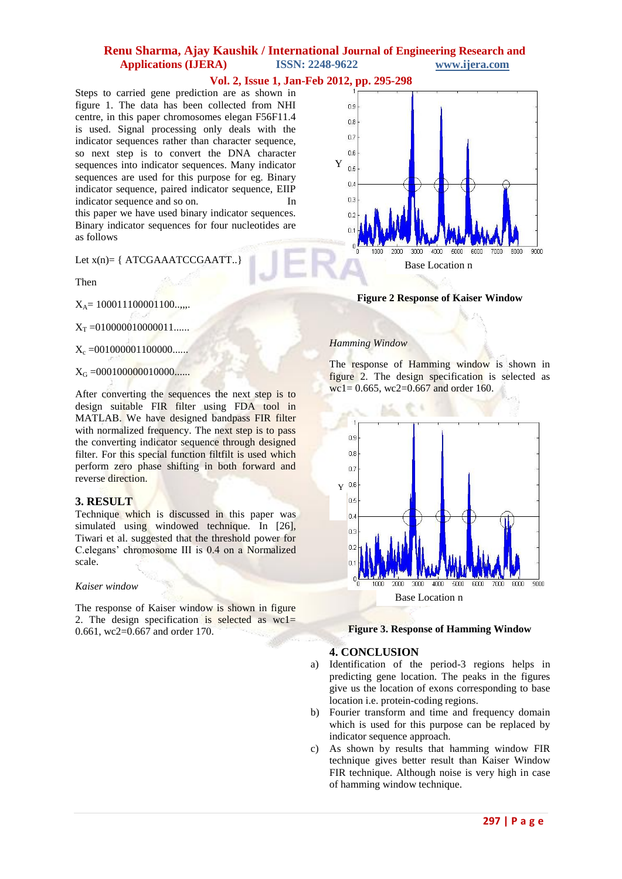Steps to carried gene prediction are as shown in figure 1. The data has been collected from NHI centre, in this paper chromosomes elegan F56F11.4 is used. Signal processing only deals with the indicator sequences rather than character sequence, so next step is to convert the DNA character sequences into indicator sequences. Many indicator sequences are used for this purpose for eg. Binary indicator sequence, paired indicator sequence, EIIP indicator sequence and so on. In this paper we have used binary indicator sequences. Binary indicator sequences for four nucleotides are as follows

Let x(n)= { ATCGAAATCCGAATT..}

Then

$X_A$= 100011100001100..,,,.

$X_T$ =010000010000011......

$X_c$ =001000001100000......

$X_G$ =000100000010000......

After converting the sequences the next step is to design suitable FIR filter using FDA tool in MATLAB. We have designed bandpass FIR filter with normalized frequency. The next step is to pass the converting indicator sequence through designed filter. For this special function filtfilt is used which perform zero phase shifting in both forward and reverse direction.

## 3. RESULT

Technique which is discussed in this paper was simulated using windowed technique. In [26], Tiwari et al. suggested that the threshold power for C.elegans' chromosome III is 0.4 on a Normalized scale.

*Kaiser window*

The response of Kaiser window is shown in figure 2. The design specification is selected as wc1= 0.661, wc2=0.667 and order 170.

**Figure 2 Response of Kaiser Window**

*Hamming Window*

The response of Hamming window is shown in figure 2. The design specification is selected as wc1= 0.665, wc2=0.667 and order 160.

**Figure 3. Response of Hamming Window**

## 4. CONCLUSION

a) Identification of the period-3 regions helps in predicting gene location. The peaks in the figures give us the location of exons corresponding to base location i.e. protein-coding regions.
b) Fourier transform and time and frequency domain which is used for this purpose can be replaced by indicator sequence approach.
c) As shown by results that hamming window FIR technique gives better result than Kaiser Window FIR technique. Although noise is very high in case of hamming window technique.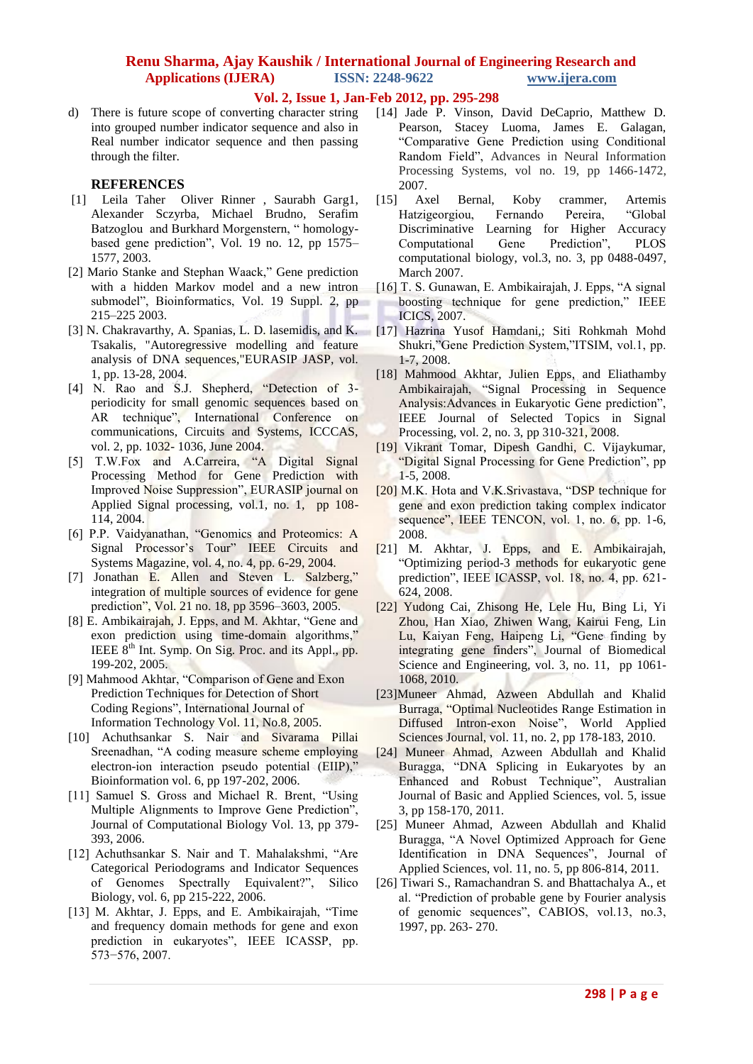d) There is future scope of converting character string into grouped number indicator sequence and also in Real number indicator sequence and then passing through the filter.

## REFERENCES

[1] Leila Taher Oliver Rinner , Saurabh Garg1, Alexander Sczyrba, Michael Brudno, Serafim Batzoglou and Burkhard Morgenstern, " homology-based gene prediction", Vol. 19 no. 12, pp 1575–1577, 2003.

[2] Mario Stanke and Stephan Waack," Gene prediction with a hidden Markov model and a new intron submodel", Bioinformatics, Vol. 19 Suppl. 2, pp 215–225 2003.

[3] N. Chakravarthy, A. Spanias, L. D. lasemidis, and K. Tsakalis, "Autoregressive modelling and feature analysis of DNA sequences,"EURASIP JASP, vol. 1, pp. 13-28, 2004.

[4] N. Rao and S.J. Shepherd, "Detection of 3-periodicity for small genomic sequences based on AR technique", International Conference on communications, Circuits and Systems, ICCCAS, vol. 2, pp. 1032- 1036, June 2004.

[5] T.W.Fox and A.Carreira, "A Digital Signal Processing Method for Gene Prediction with Improved Noise Suppression", EURASIP journal on Applied Signal processing, vol.1, no. 1, pp 108-114, 2004.

[6] P.P. Vaidyanathan, "Genomics and Proteomics: A Signal Processor's Tour" IEEE Circuits and Systems Magazine, vol. 4, no. 4, pp. 6-29, 2004.

[7] Jonathan E. Allen and Steven L. Salzberg," integration of multiple sources of evidence for gene prediction", Vol. 21 no. 18, pp 3596–3603, 2005.

[8] E. Ambikairajah, J. Epps, and M. Akhtar, "Gene and exon prediction using time-domain algorithms," IEEE 8th Int. Symp. On Sig. Proc. and its Appl., pp. 199-202, 2005.

[9] Mahmood Akhtar, "Comparison of Gene and Exon Prediction Techniques for Detection of Short Coding Regions", International Journal of Information Technology Vol. 11, No.8, 2005.

[10] Achuthsankar S. Nair and Sivarama Pillai Sreenadhan, "A coding measure scheme employing electron-ion interaction pseudo potential (EIIP)," Bioinformation vol. 6, pp 197-202, 2006.

[11] Samuel S. Gross and Michael R. Brent, "Using Multiple Alignments to Improve Gene Prediction", Journal of Computational Biology Vol. 13, pp 379-393, 2006.

[12] Achuthsankar S. Nair and T. Mahalakshmi, "Are Categorical Periodograms and Indicator Sequences of Genomes Spectrally Equivalent?", Silico Biology, vol. 6, pp 215-222, 2006.

[13] M. Akhtar, J. Epps, and E. Ambikairajah, "Time and frequency domain methods for gene and exon prediction in eukaryotes", IEEE ICASSP, pp. 573−576, 2007.

[14] Jade P. Vinson, David DeCaprio, Matthew D. Pearson, Stacey Luoma, James E. Galagan, "Comparative Gene Prediction using Conditional Random Field", Advances in Neural Information Processing Systems, vol no. 19, pp 1466-1472, 2007.

[15] Axel Bernal, Koby crammer, Artemis Hatzigeorgiou, Fernando Pereira, "Global Discriminative Learning for Higher Accuracy Computational Gene Prediction", PLOS computational biology, vol.3, no. 3, pp 0488-0497, March 2007.

[16] T. S. Gunawan, E. Ambikairajah, J. Epps, "A signal boosting technique for gene prediction," IEEE ICICS, 2007.

[17] Hazrina Yusof Hamdani,; Siti Rohkmah Mohd Shukri,"Gene Prediction System,"ITSIM, vol.1, pp. 1-7, 2008.

[18] Mahmood Akhtar, Julien Epps, and Eliathamby Ambikairajah, "Signal Processing in Sequence Analysis:Advances in Eukaryotic Gene prediction", IEEE Journal of Selected Topics in Signal Processing, vol. 2, no. 3, pp 310-321, 2008.

[19] Vikrant Tomar, Dipesh Gandhi, C. Vijaykumar, "Digital Signal Processing for Gene Prediction", pp 1-5, 2008.

[20] M.K. Hota and V.K.Srivastava, "DSP technique for gene and exon prediction taking complex indicator sequence", IEEE TENCON, vol. 1, no. 6, pp. 1-6, 2008.

[21] M. Akhtar, J. Epps, and E. Ambikairajah, "Optimizing period-3 methods for eukaryotic gene prediction", IEEE ICASSP, vol. 18, no. 4, pp. 621-624, 2008.

[22] Yudong Cai, Zhisong He, Lele Hu, Bing Li, Yi Zhou, Han Xiao, Zhiwen Wang, Kairui Feng, Lin Lu, Kaiyan Feng, Haipeng Li, "Gene finding by integrating gene finders", Journal of Biomedical Science and Engineering, vol. 3, no. 11, pp 1061-1068, 2010.

[23]Muneer Ahmad, Azween Abdullah and Khalid Burraga, "Optimal Nucleotides Range Estimation in Diffused Intron-exon Noise", World Applied Sciences Journal, vol. 11, no. 2, pp 178-183, 2010.

[24] Muneer Ahmad, Azween Abdullah and Khalid Buragga, "DNA Splicing in Eukaryotes by an Enhanced and Robust Technique", Australian Journal of Basic and Applied Sciences, vol. 5, issue 3, pp 158-170, 2011.

[25] Muneer Ahmad, Azween Abdullah and Khalid Buragga, "A Novel Optimized Approach for Gene Identification in DNA Sequences", Journal of Applied Sciences, vol. 11, no. 5, pp 806-814, 2011.

[26] Tiwari S., Ramachandran S. and Bhattachalya A., et al. "Prediction of probable gene by Fourier analysis of genomic sequences", CABIOS, vol.13, no.3, 1997, pp. 263- 270.